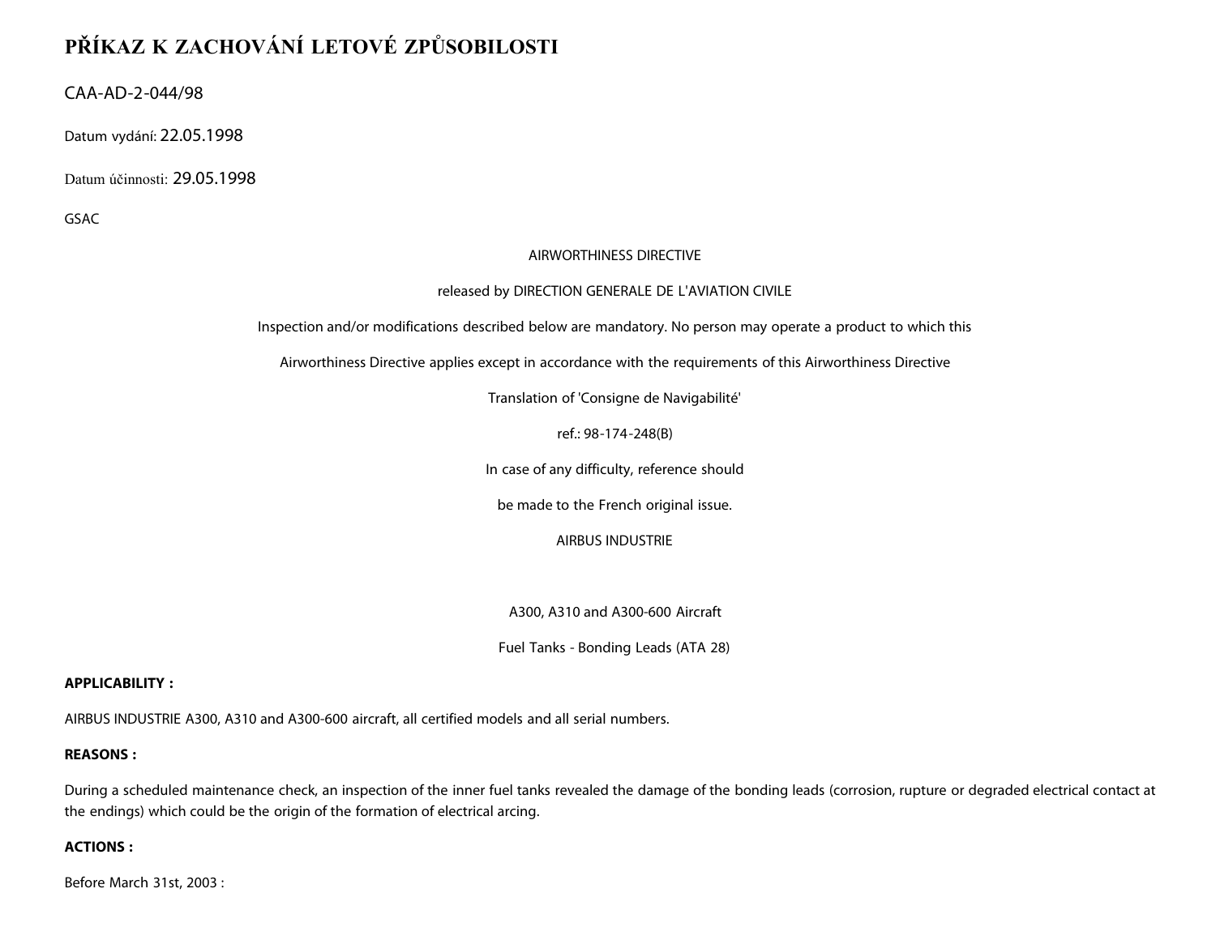# PŘÍKAZ K ZACHOVÁNÍ LETOVÉ ZPŮSOBILOSTI

CAA-AD-2-044/98

Datum vydání: 22.05.1998

Datum účinnosti: 29.05.1998

GSAC

AIRWORTHINESS DIRECTIVE

released by DIRECTION GENERALE DE L'AVIATION CIVILE

Inspection and/or modifications described below are mandatory. No person may operate a product to which this

Airworthiness Directive applies except in accordance with the requirements of this Airworthiness Directive

Translation of 'Consigne de Navigabilité'

ref.: 98-174-248(B)

In case of any difficulty, reference should

be made to the French original issue.

AIRBUS INDUSTRIE

A300, A310 and A300-600 Aircraft

Fuel Tanks - Bonding Leads (ATA 28)

**APPLICABILITY :**

AIRBUS INDUSTRIE A300, A310 and A300-600 aircraft, all certified models and all serial numbers.

**REASONS :**

During a scheduled maintenance check, an inspection of the inner fuel tanks revealed the damage of the bonding leads (corrosion, rupture or degraded electrical contact at the endings) which could be the origin of the formation of electrical arcing.

**ACTIONS :**

Before March 31st, 2003 :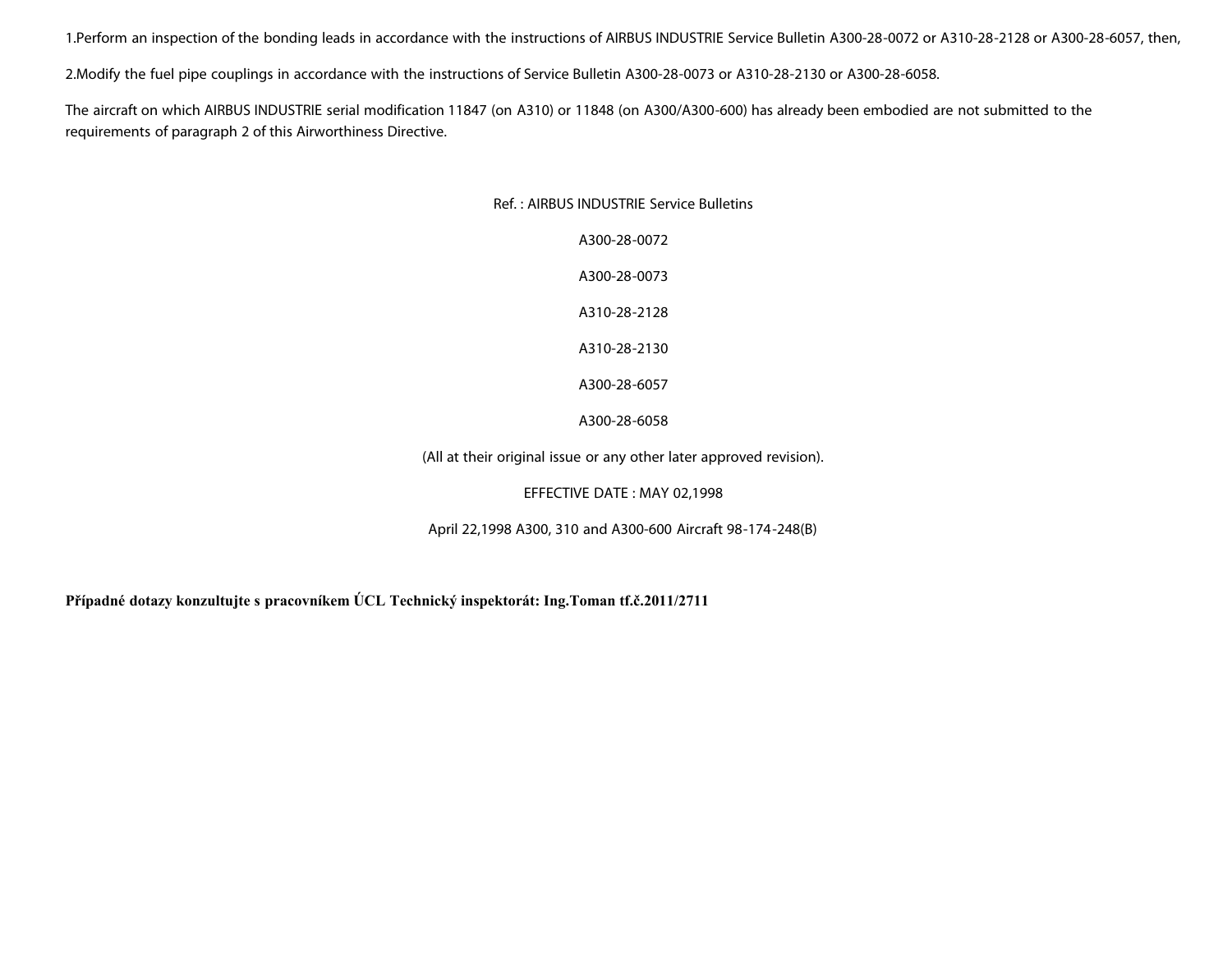1.Perform an inspection of the bonding leads in accordance with the instructions of AIRBUS INDUSTRIE Service Bulletin A300-28-0072 or A310-28-2128 or A300-28-6057, then,

2.Modify the fuel pipe couplings in accordance with the instructions of Service Bulletin A300-28-0073 or A310-28-2130 or A300-28-6058.

The aircraft on which AIRBUS INDUSTRIE serial modification 11847 (on A310) or 11848 (on A300/A300-600) has already been embodied are not submitted to the requirements of paragraph 2 of this Airworthiness Directive.

Ref. : AIRBUS INDUSTRIE Service Bulletins

A300-28-0072

A300-28-0073

A310-28-2128

A310-28-2130

A300-28-6057

A300-28-6058

(All at their original issue or any other later approved revision).

EFFECTIVE DATE : MAY 02,1998

April 22,1998 A300, 310 and A300-600 Aircraft 98-174-248(B)

**Případné dotazy konzultujte s pracovníkem ÚCL Technický inspektorát: Ing.Toman tf.č.2011/2711**